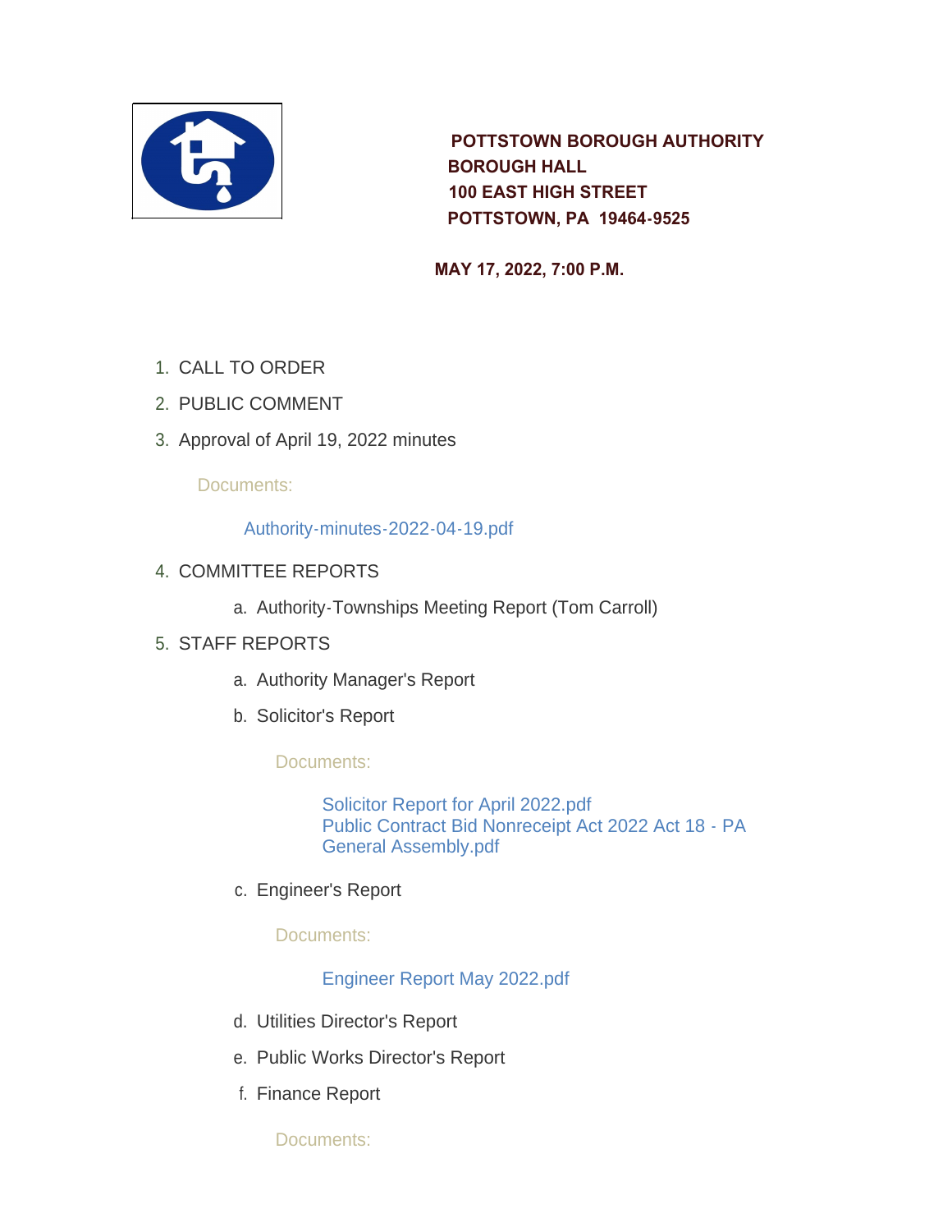**POTTSTOWN BOROUGH AUTHORITY**
**BOROUGH HALL**
**100 EAST HIGH STREET**
**POTTSTOWN, PA 19464-9525**

**MAY 17, 2022, 7:00 P.M.**

1. CALL TO ORDER
2. PUBLIC COMMENT
3. Approval of April 19, 2022 minutes

   Documents:

   Authority-minutes-2022-04-19.pdf

4. COMMITTEE REPORTS
   a. Authority-Townships Meeting Report (Tom Carroll)
5. STAFF REPORTS
   a. Authority Manager's Report
   b. Solicitor's Report

      Documents:

      Solicitor Report for April 2022.pdf
      Public Contract Bid Nonreceipt Act 2022 Act 18 - PA General Assembly.pdf

   c. Engineer's Report

      Documents:

      Engineer Report May 2022.pdf

   d. Utilities Director's Report
   e. Public Works Director's Report
   f. Finance Report

      Documents: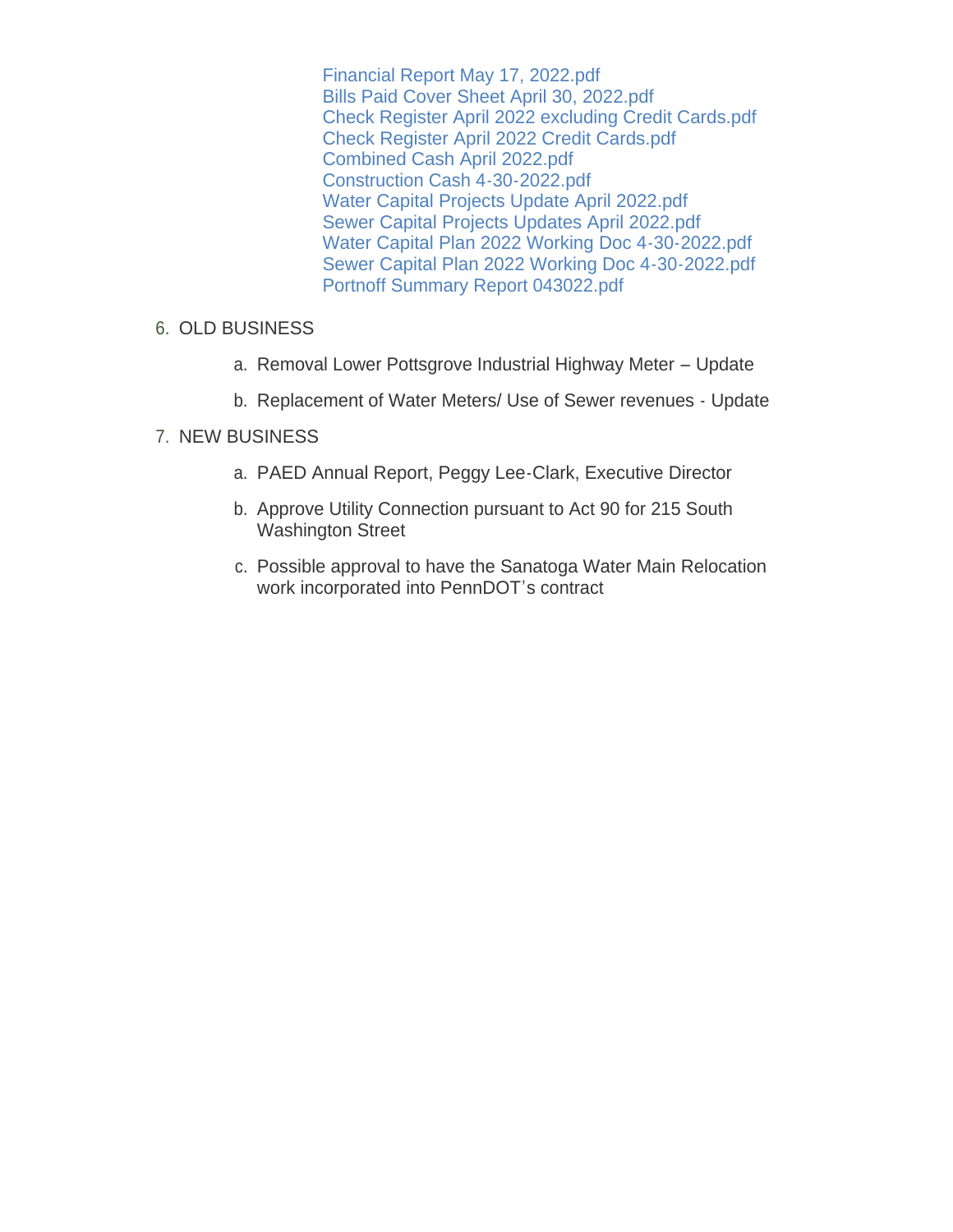Financial Report May 17, 2022.pdf
Bills Paid Cover Sheet April 30, 2022.pdf
Check Register April 2022 excluding Credit Cards.pdf
Check Register April 2022 Credit Cards.pdf
Combined Cash April 2022.pdf
Construction Cash 4-30-2022.pdf
Water Capital Projects Update April 2022.pdf
Sewer Capital Projects Updates April 2022.pdf
Water Capital Plan 2022 Working Doc 4-30-2022.pdf
Sewer Capital Plan 2022 Working Doc 4-30-2022.pdf
Portnoff Summary Report 043022.pdf

6. OLD BUSINESS

   a. Removal Lower Pottsgrove Industrial Highway Meter – Update

   b. Replacement of Water Meters/ Use of Sewer revenues - Update

7. NEW BUSINESS

   a. PAED Annual Report, Peggy Lee-Clark, Executive Director

   b. Approve Utility Connection pursuant to Act 90 for 215 South Washington Street

   c. Possible approval to have the Sanatoga Water Main Relocation work incorporated into PennDOT's contract